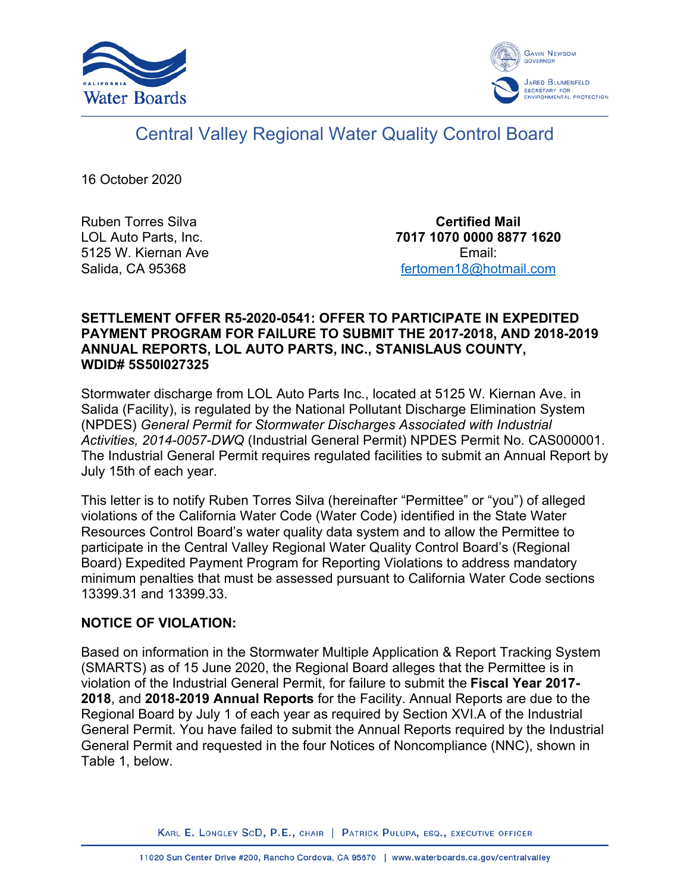# Central Valley Regional Water Quality Control Board

16 October 2020

Ruben Torres Silva
LOL Auto Parts, Inc.
5125 W. Kiernan Ave
Salida, CA 95368

**Certified Mail**
**7017 1070 0000 8877 1620**
Email:
fertomen18@hotmail.com

**SETTLEMENT OFFER R5-2020-0541: OFFER TO PARTICIPATE IN EXPEDITED PAYMENT PROGRAM FOR FAILURE TO SUBMIT THE 2017-2018, AND 2018-2019 ANNUAL REPORTS, LOL AUTO PARTS, INC., STANISLAUS COUNTY, WDID# 5S50I027325**

Stormwater discharge from LOL Auto Parts Inc., located at 5125 W. Kiernan Ave. in Salida (Facility), is regulated by the National Pollutant Discharge Elimination System (NPDES) *General Permit for Stormwater Discharges Associated with Industrial Activities, 2014-0057-DWQ* (Industrial General Permit) NPDES Permit No. CAS000001. The Industrial General Permit requires regulated facilities to submit an Annual Report by July 15th of each year.

This letter is to notify Ruben Torres Silva (hereinafter "Permittee" or "you") of alleged violations of the California Water Code (Water Code) identified in the State Water Resources Control Board's water quality data system and to allow the Permittee to participate in the Central Valley Regional Water Quality Control Board's (Regional Board) Expedited Payment Program for Reporting Violations to address mandatory minimum penalties that must be assessed pursuant to California Water Code sections 13399.31 and 13399.33.

**NOTICE OF VIOLATION:**

Based on information in the Stormwater Multiple Application & Report Tracking System (SMARTS) as of 15 June 2020, the Regional Board alleges that the Permittee is in violation of the Industrial General Permit, for failure to submit the **Fiscal Year 2017-2018**, and **2018-2019 Annual Reports** for the Facility. Annual Reports are due to the Regional Board by July 1 of each year as required by Section XVI.A of the Industrial General Permit. You have failed to submit the Annual Reports required by the Industrial General Permit and requested in the four Notices of Noncompliance (NNC), shown in Table 1, below.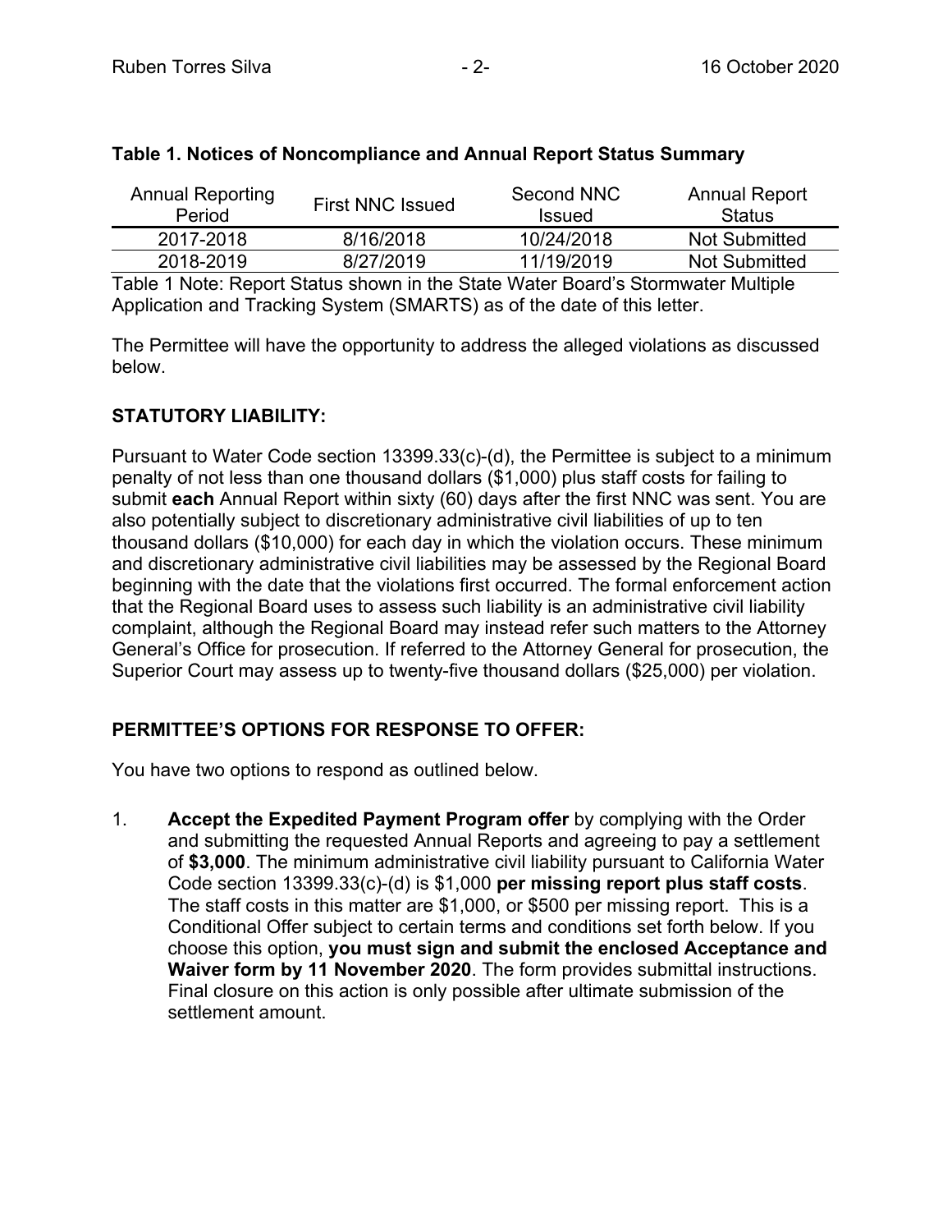### Table 1. Notices of Noncompliance and Annual Report Status Summary

| Annual Reporting Period | First NNC Issued | Second NNC Issued | Annual Report Status |
|---|---|---|---|
| 2017-2018 | 8/16/2018 | 10/24/2018 | Not Submitted |
| 2018-2019 | 8/27/2019 | 11/19/2019 | Not Submitted |

Table 1 Note: Report Status shown in the State Water Board's Stormwater Multiple Application and Tracking System (SMARTS) as of the date of this letter.

The Permittee will have the opportunity to address the alleged violations as discussed below.

**STATUTORY LIABILITY:**

Pursuant to Water Code section 13399.33(c)-(d), the Permittee is subject to a minimum penalty of not less than one thousand dollars ($1,000) plus staff costs for failing to submit **each** Annual Report within sixty (60) days after the first NNC was sent. You are also potentially subject to discretionary administrative civil liabilities of up to ten thousand dollars ($10,000) for each day in which the violation occurs. These minimum and discretionary administrative civil liabilities may be assessed by the Regional Board beginning with the date that the violations first occurred. The formal enforcement action that the Regional Board uses to assess such liability is an administrative civil liability complaint, although the Regional Board may instead refer such matters to the Attorney General's Office for prosecution. If referred to the Attorney General for prosecution, the Superior Court may assess up to twenty-five thousand dollars ($25,000) per violation.

**PERMITTEE'S OPTIONS FOR RESPONSE TO OFFER:**

You have two options to respond as outlined below.

1. **Accept the Expedited Payment Program offer** by complying with the Order and submitting the requested Annual Reports and agreeing to pay a settlement of **$3,000**. The minimum administrative civil liability pursuant to California Water Code section 13399.33(c)-(d) is $1,000 **per missing report plus staff costs**. The staff costs in this matter are $1,000, or $500 per missing report. This is a Conditional Offer subject to certain terms and conditions set forth below. If you choose this option, **you must sign and submit the enclosed Acceptance and Waiver form by 11 November 2020**. The form provides submittal instructions. Final closure on this action is only possible after ultimate submission of the settlement amount.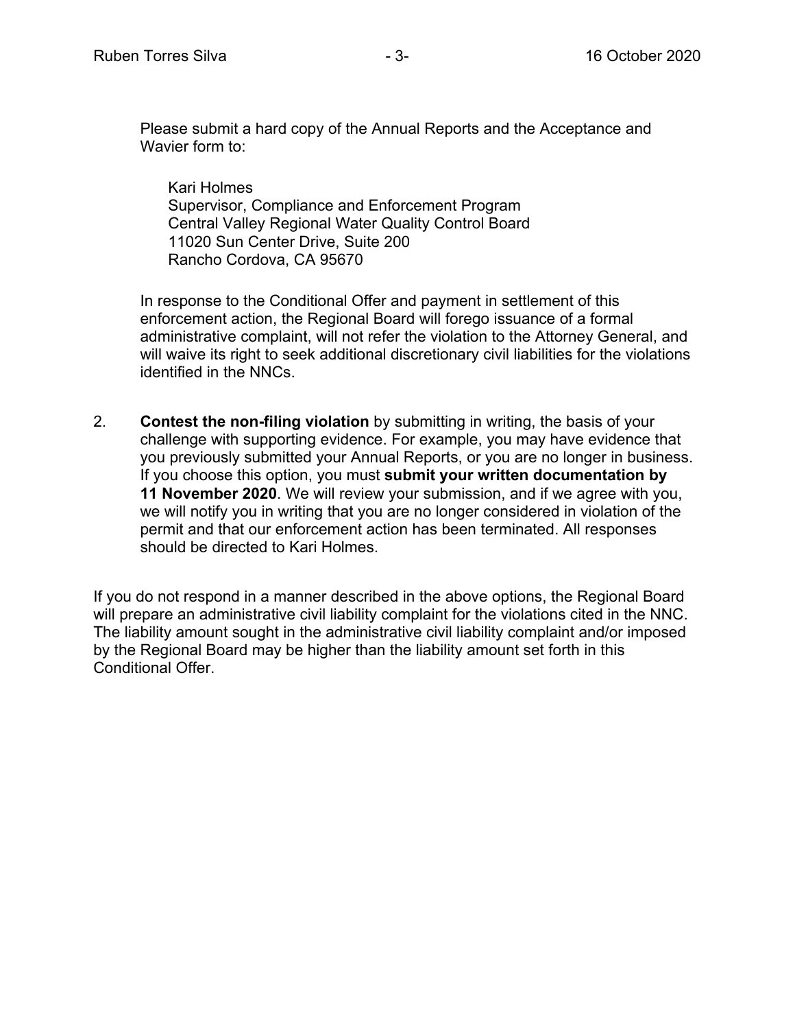Please submit a hard copy of the Annual Reports and the Acceptance and Wavier form to:

Kari Holmes
Supervisor, Compliance and Enforcement Program
Central Valley Regional Water Quality Control Board
11020 Sun Center Drive, Suite 200
Rancho Cordova, CA 95670

In response to the Conditional Offer and payment in settlement of this enforcement action, the Regional Board will forego issuance of a formal administrative complaint, will not refer the violation to the Attorney General, and will waive its right to seek additional discretionary civil liabilities for the violations identified in the NNCs.

2. **Contest the non-filing violation** by submitting in writing, the basis of your challenge with supporting evidence. For example, you may have evidence that you previously submitted your Annual Reports, or you are no longer in business. If you choose this option, you must **submit your written documentation by 11 November 2020**. We will review your submission, and if we agree with you, we will notify you in writing that you are no longer considered in violation of the permit and that our enforcement action has been terminated. All responses should be directed to Kari Holmes.

If you do not respond in a manner described in the above options, the Regional Board will prepare an administrative civil liability complaint for the violations cited in the NNC. The liability amount sought in the administrative civil liability complaint and/or imposed by the Regional Board may be higher than the liability amount set forth in this Conditional Offer.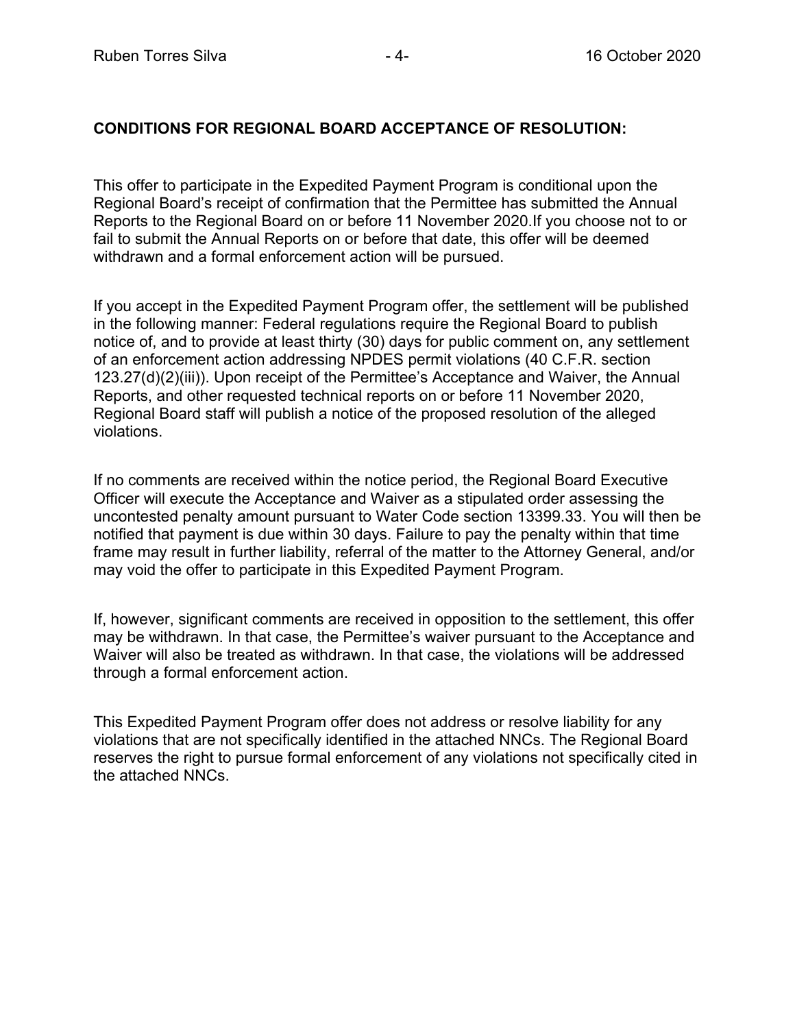**CONDITIONS FOR REGIONAL BOARD ACCEPTANCE OF RESOLUTION:**

This offer to participate in the Expedited Payment Program is conditional upon the Regional Board's receipt of confirmation that the Permittee has submitted the Annual Reports to the Regional Board on or before 11 November 2020.If you choose not to or fail to submit the Annual Reports on or before that date, this offer will be deemed withdrawn and a formal enforcement action will be pursued.

If you accept in the Expedited Payment Program offer, the settlement will be published in the following manner: Federal regulations require the Regional Board to publish notice of, and to provide at least thirty (30) days for public comment on, any settlement of an enforcement action addressing NPDES permit violations (40 C.F.R. section 123.27(d)(2)(iii)). Upon receipt of the Permittee's Acceptance and Waiver, the Annual Reports, and other requested technical reports on or before 11 November 2020, Regional Board staff will publish a notice of the proposed resolution of the alleged violations.

If no comments are received within the notice period, the Regional Board Executive Officer will execute the Acceptance and Waiver as a stipulated order assessing the uncontested penalty amount pursuant to Water Code section 13399.33. You will then be notified that payment is due within 30 days. Failure to pay the penalty within that time frame may result in further liability, referral of the matter to the Attorney General, and/or may void the offer to participate in this Expedited Payment Program.

If, however, significant comments are received in opposition to the settlement, this offer may be withdrawn. In that case, the Permittee's waiver pursuant to the Acceptance and Waiver will also be treated as withdrawn. In that case, the violations will be addressed through a formal enforcement action.

This Expedited Payment Program offer does not address or resolve liability for any violations that are not specifically identified in the attached NNCs. The Regional Board reserves the right to pursue formal enforcement of any violations not specifically cited in the attached NNCs.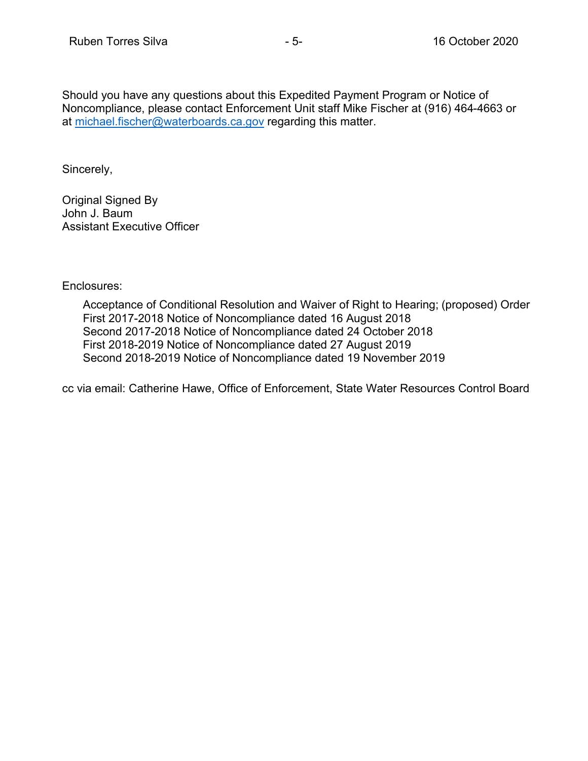Should you have any questions about this Expedited Payment Program or Notice of Noncompliance, please contact Enforcement Unit staff Mike Fischer at (916) 464-4663 or at michael.fischer@waterboards.ca.gov regarding this matter.

Sincerely,

Original Signed By
John J. Baum
Assistant Executive Officer

Enclosures:

- Acceptance of Conditional Resolution and Waiver of Right to Hearing; (proposed) Order
- First 2017-2018 Notice of Noncompliance dated 16 August 2018
- Second 2017-2018 Notice of Noncompliance dated 24 October 2018
- First 2018-2019 Notice of Noncompliance dated 27 August 2019
- Second 2018-2019 Notice of Noncompliance dated 19 November 2019

cc via email: Catherine Hawe, Office of Enforcement, State Water Resources Control Board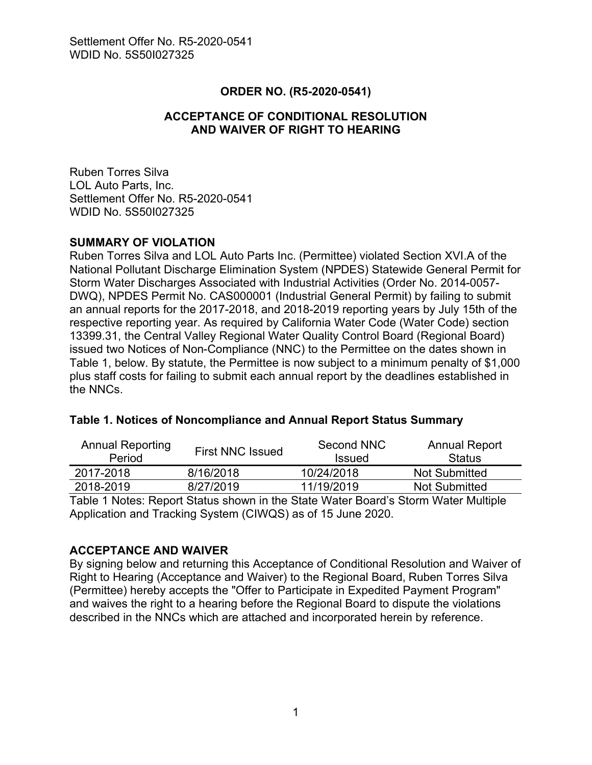Settlement Offer No. R5-2020-0541
WDID No. 5S50I027325

**ORDER NO. (R5-2020-0541)**

**ACCEPTANCE OF CONDITIONAL RESOLUTION AND WAIVER OF RIGHT TO HEARING**

Ruben Torres Silva
LOL Auto Parts, Inc.
Settlement Offer No. R5-2020-0541
WDID No. 5S50I027325

**SUMMARY OF VIOLATION**

Ruben Torres Silva and LOL Auto Parts Inc. (Permittee) violated Section XVI.A of the National Pollutant Discharge Elimination System (NPDES) Statewide General Permit for Storm Water Discharges Associated with Industrial Activities (Order No. 2014-0057-DWQ), NPDES Permit No. CAS000001 (Industrial General Permit) by failing to submit an annual reports for the 2017-2018, and 2018-2019 reporting years by July 15th of the respective reporting year. As required by California Water Code (Water Code) section 13399.31, the Central Valley Regional Water Quality Control Board (Regional Board) issued two Notices of Non-Compliance (NNC) to the Permittee on the dates shown in Table 1, below. By statute, the Permittee is now subject to a minimum penalty of $1,000 plus staff costs for failing to submit each annual report by the deadlines established in the NNCs.

**Table 1. Notices of Noncompliance and Annual Report Status Summary**

| Annual Reporting Period | First NNC Issued | Second NNC Issued | Annual Report Status |
|---|---|---|---|
| 2017-2018 | 8/16/2018 | 10/24/2018 | Not Submitted |
| 2018-2019 | 8/27/2019 | 11/19/2019 | Not Submitted |

Table 1 Notes: Report Status shown in the State Water Board's Storm Water Multiple Application and Tracking System (CIWQS) as of 15 June 2020.

**ACCEPTANCE AND WAIVER**

By signing below and returning this Acceptance of Conditional Resolution and Waiver of Right to Hearing (Acceptance and Waiver) to the Regional Board, Ruben Torres Silva (Permittee) hereby accepts the "Offer to Participate in Expedited Payment Program" and waives the right to a hearing before the Regional Board to dispute the violations described in the NNCs which are attached and incorporated herein by reference.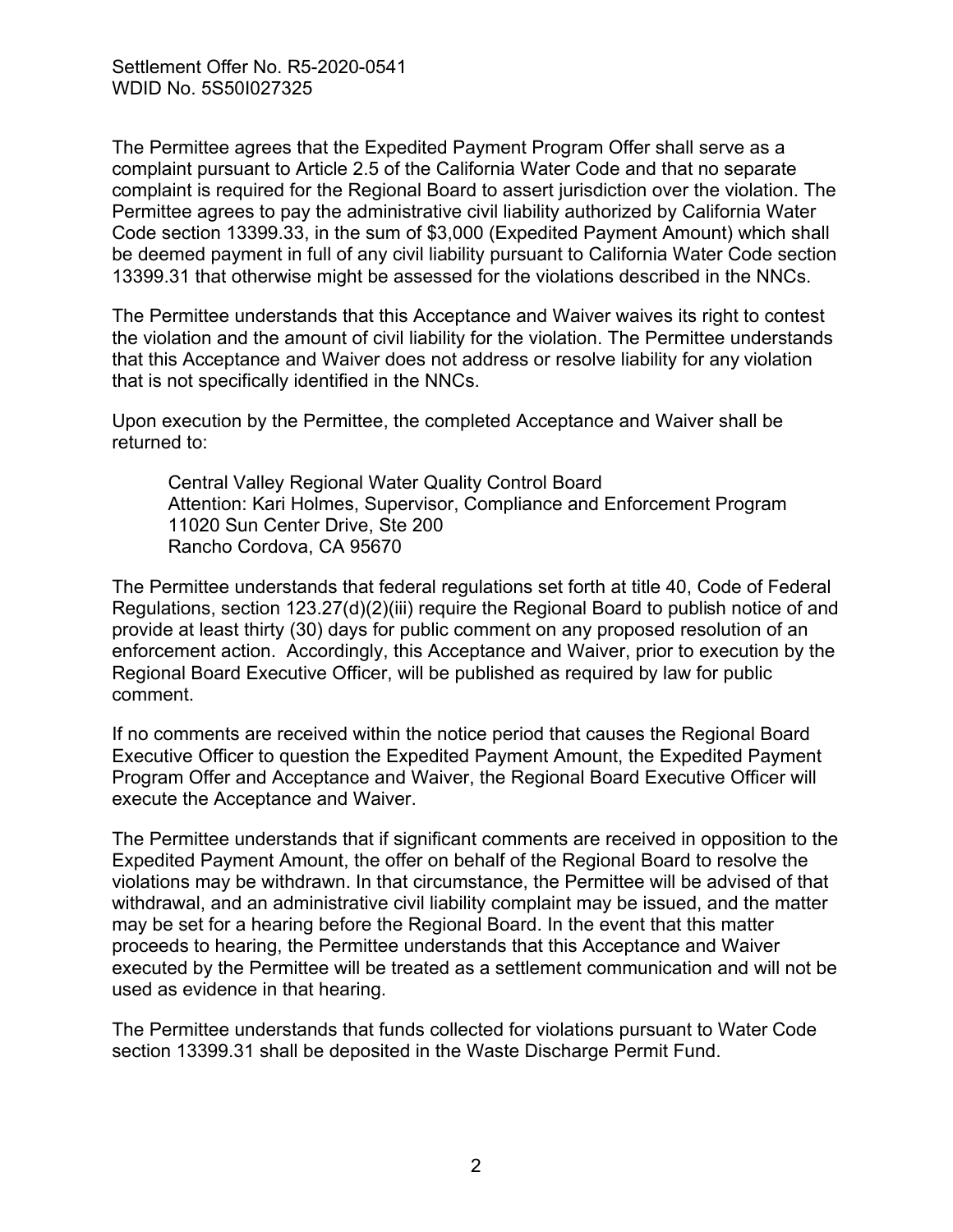The Permittee agrees that the Expedited Payment Program Offer shall serve as a complaint pursuant to Article 2.5 of the California Water Code and that no separate complaint is required for the Regional Board to assert jurisdiction over the violation. The Permittee agrees to pay the administrative civil liability authorized by California Water Code section 13399.33, in the sum of $3,000 (Expedited Payment Amount) which shall be deemed payment in full of any civil liability pursuant to California Water Code section 13399.31 that otherwise might be assessed for the violations described in the NNCs.

The Permittee understands that this Acceptance and Waiver waives its right to contest the violation and the amount of civil liability for the violation. The Permittee understands that this Acceptance and Waiver does not address or resolve liability for any violation that is not specifically identified in the NNCs.

Upon execution by the Permittee, the completed Acceptance and Waiver shall be returned to:

> Central Valley Regional Water Quality Control Board
> Attention: Kari Holmes, Supervisor, Compliance and Enforcement Program
> 11020 Sun Center Drive, Ste 200
> Rancho Cordova, CA 95670

The Permittee understands that federal regulations set forth at title 40, Code of Federal Regulations, section 123.27(d)(2)(iii) require the Regional Board to publish notice of and provide at least thirty (30) days for public comment on any proposed resolution of an enforcement action. Accordingly, this Acceptance and Waiver, prior to execution by the Regional Board Executive Officer, will be published as required by law for public comment.

If no comments are received within the notice period that causes the Regional Board Executive Officer to question the Expedited Payment Amount, the Expedited Payment Program Offer and Acceptance and Waiver, the Regional Board Executive Officer will execute the Acceptance and Waiver.

The Permittee understands that if significant comments are received in opposition to the Expedited Payment Amount, the offer on behalf of the Regional Board to resolve the violations may be withdrawn. In that circumstance, the Permittee will be advised of that withdrawal, and an administrative civil liability complaint may be issued, and the matter may be set for a hearing before the Regional Board. In the event that this matter proceeds to hearing, the Permittee understands that this Acceptance and Waiver executed by the Permittee will be treated as a settlement communication and will not be used as evidence in that hearing.

The Permittee understands that funds collected for violations pursuant to Water Code section 13399.31 shall be deposited in the Waste Discharge Permit Fund.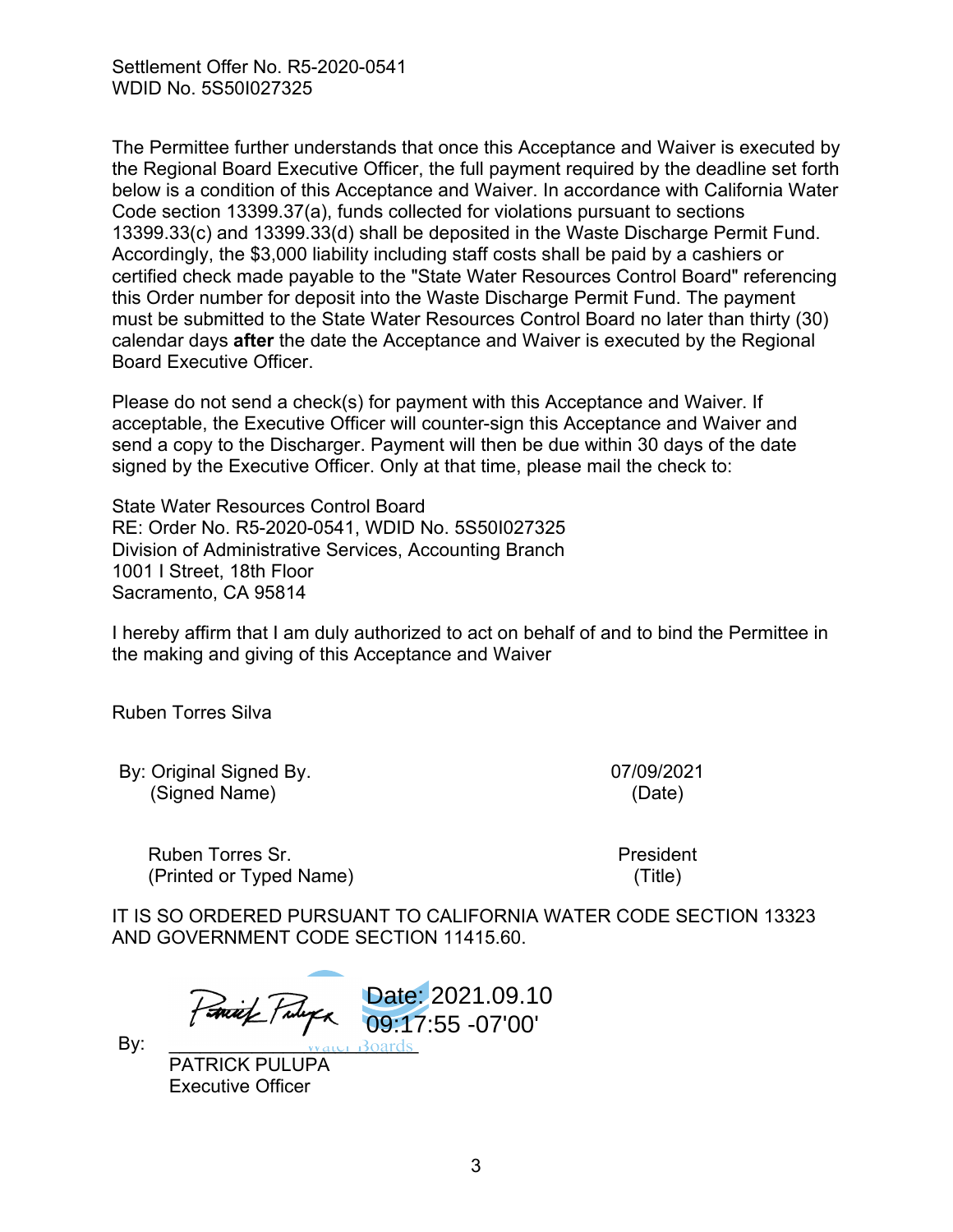Settlement Offer No. R5-2020-0541
WDID No. 5S50I027325

The Permittee further understands that once this Acceptance and Waiver is executed by the Regional Board Executive Officer, the full payment required by the deadline set forth below is a condition of this Acceptance and Waiver. In accordance with California Water Code section 13399.37(a), funds collected for violations pursuant to sections 13399.33(c) and 13399.33(d) shall be deposited in the Waste Discharge Permit Fund. Accordingly, the $3,000 liability including staff costs shall be paid by a cashiers or certified check made payable to the "State Water Resources Control Board" referencing this Order number for deposit into the Waste Discharge Permit Fund. The payment must be submitted to the State Water Resources Control Board no later than thirty (30) calendar days **after** the date the Acceptance and Waiver is executed by the Regional Board Executive Officer.

Please do not send a check(s) for payment with this Acceptance and Waiver. If acceptable, the Executive Officer will counter-sign this Acceptance and Waiver and send a copy to the Discharger. Payment will then be due within 30 days of the date signed by the Executive Officer. Only at that time, please mail the check to:

State Water Resources Control Board
RE: Order No. R5-2020-0541, WDID No. 5S50I027325
Division of Administrative Services, Accounting Branch
1001 I Street, 18th Floor
Sacramento, CA 95814

I hereby affirm that I am duly authorized to act on behalf of and to bind the Permittee in the making and giving of this Acceptance and Waiver

Ruben Torres Silva

By: Original Signed By. (Signed Name) — 07/09/2021 (Date)

Ruben Torres Sr. (Printed or Typed Name) — President (Title)

IT IS SO ORDERED PURSUANT TO CALIFORNIA WATER CODE SECTION 13323 AND GOVERNMENT CODE SECTION 11415.60.

By: Patrick Pulupa — Date: 2021.09.10 09:17:55 -07'00'

PATRICK PULUPA
Executive Officer